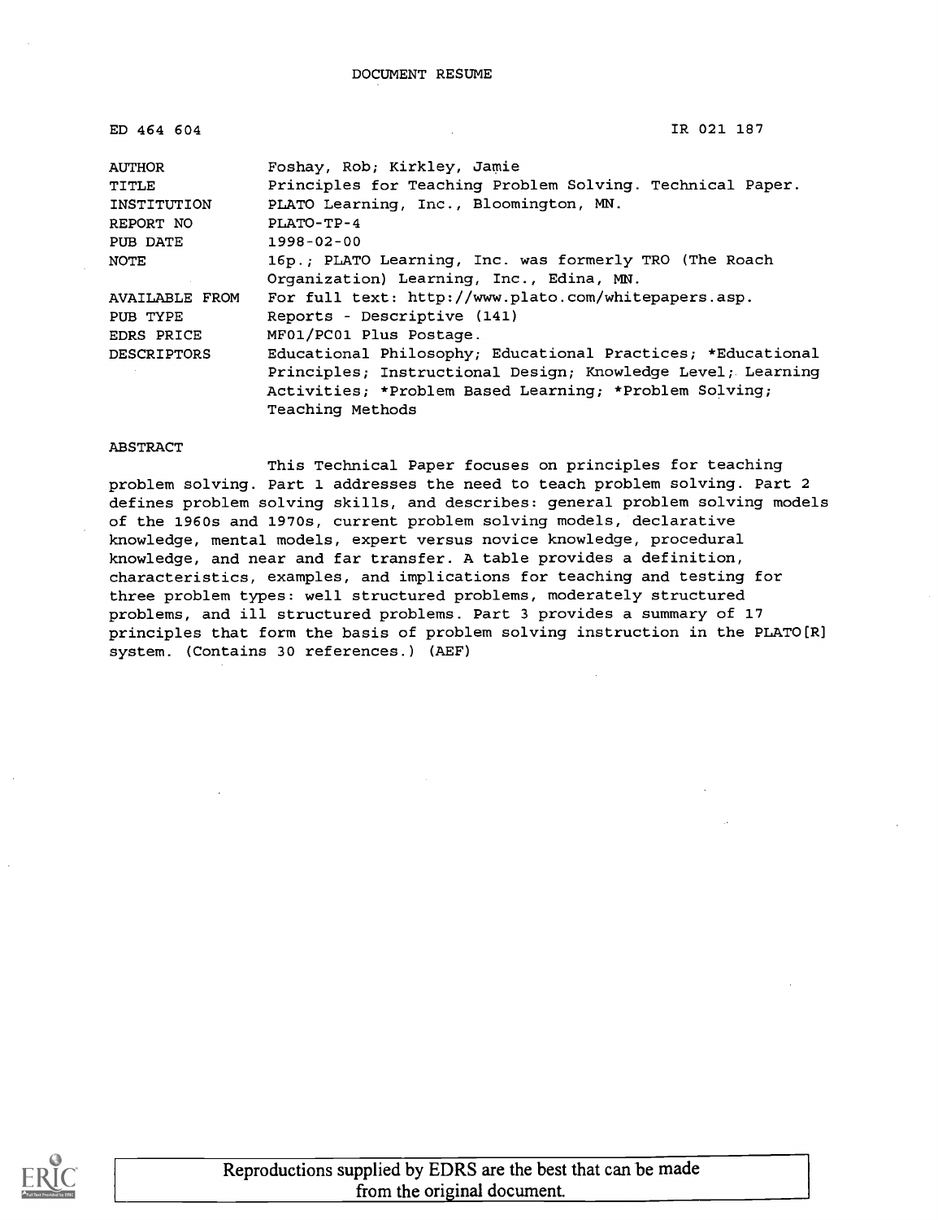DOCUMENT RESUME

ED 464 604 IR 021 187

| | |
|---|---|
| AUTHOR | Foshay, Rob; Kirkley, Jamie |
| TITLE | Principles for Teaching Problem Solving. Technical Paper. |
| INSTITUTION | PLATO Learning, Inc., Bloomington, MN. |
| REPORT NO | PLATO-TP-4 |
| PUB DATE | 1998-02-00 |
| NOTE | 16p.; PLATO Learning, Inc. was formerly TRO (The Roach Organization) Learning, Inc., Edina, MN. |
| AVAILABLE FROM | For full text: http://www.plato.com/whitepapers.asp. |
| PUB TYPE | Reports - Descriptive (141) |
| EDRS PRICE | MF01/PC01 Plus Postage. |
| DESCRIPTORS | Educational Philosophy; Educational Practices; *Educational Principles; Instructional Design; Knowledge Level; Learning Activities; *Problem Based Learning; *Problem Solving; Teaching Methods |

ABSTRACT

This Technical Paper focuses on principles for teaching problem solving. Part 1 addresses the need to teach problem solving. Part 2 defines problem solving skills, and describes: general problem solving models of the 1960s and 1970s, current problem solving models, declarative knowledge, mental models, expert versus novice knowledge, procedural knowledge, and near and far transfer. A table provides a definition, characteristics, examples, and implications for teaching and testing for three problem types: well structured problems, moderately structured problems, and ill structured problems. Part 3 provides a summary of 17 principles that form the basis of problem solving instruction in the PLATO[R] system. (Contains 30 references.) (AEF)

Reproductions supplied by EDRS are the best that can be made from the original document.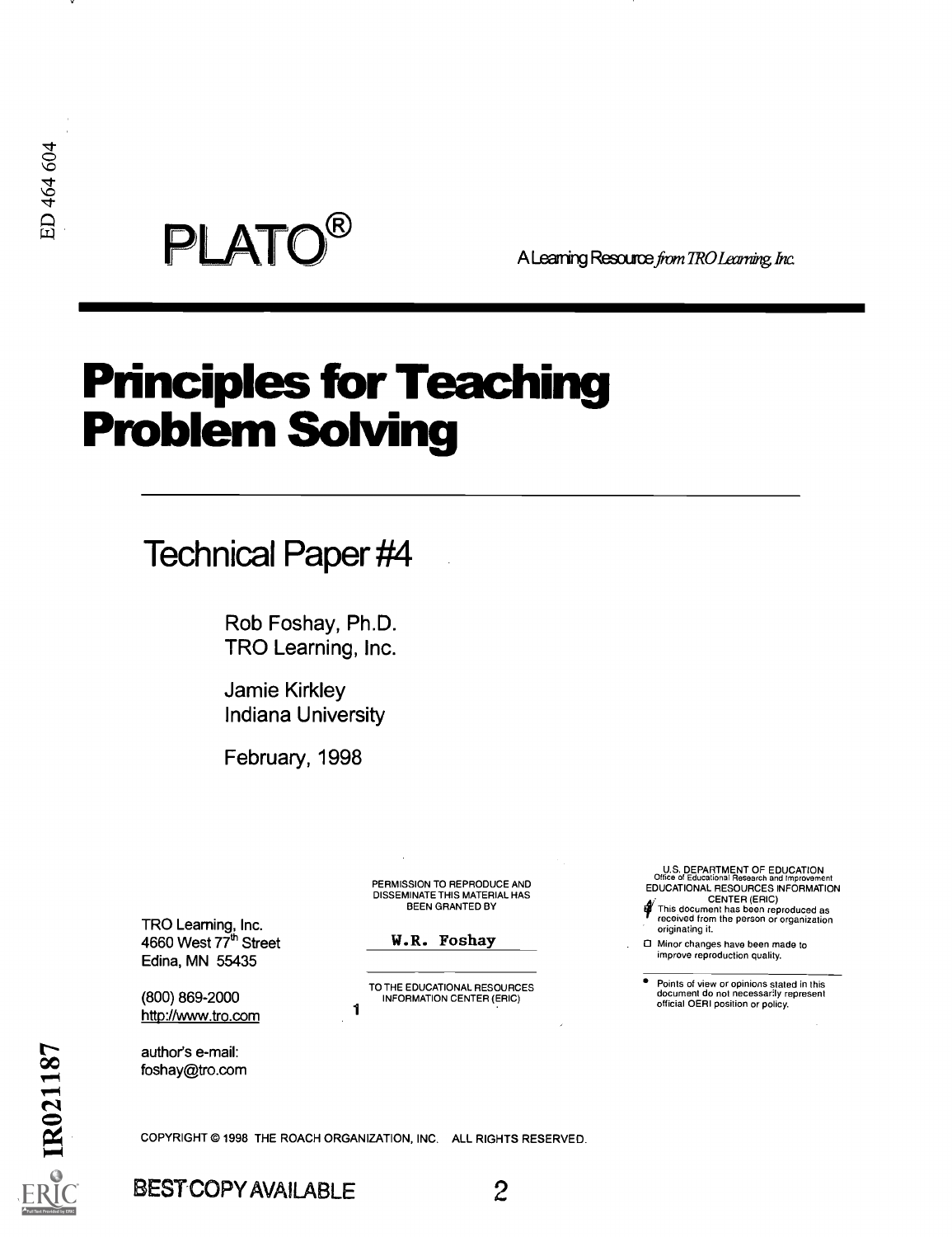ED 464 604

PLATO®

A Learning Resource *from TRO Learning, Inc.*

# Principles for Teaching Problem Solving

## Technical Paper #4

Rob Foshay, Ph.D.
TRO Learning, Inc.

Jamie Kirkley
Indiana University

February, 1998

TRO Learning, Inc.
4660 West 77th Street
Edina, MN 55435

(800) 869-2000
http://www.tro.com

author's e-mail:
foshay@tro.com

PERMISSION TO REPRODUCE AND DISSEMINATE THIS MATERIAL HAS BEEN GRANTED BY

W.R. Foshay

TO THE EDUCATIONAL RESOURCES INFORMATION CENTER (ERIC)

U.S. DEPARTMENT OF EDUCATION
Office of Educational Research and Improvement
EDUCATIONAL RESOURCES INFORMATION CENTER (ERIC)

- This document has been reproduced as received from the person or organization originating it.
- Minor changes have been made to improve reproduction quality.
- Points of view or opinions stated in this document do not necessarily represent official OERI position or policy.

IR021187

COPYRIGHT © 1998 THE ROACH ORGANIZATION, INC. ALL RIGHTS RESERVED.

BEST COPY AVAILABLE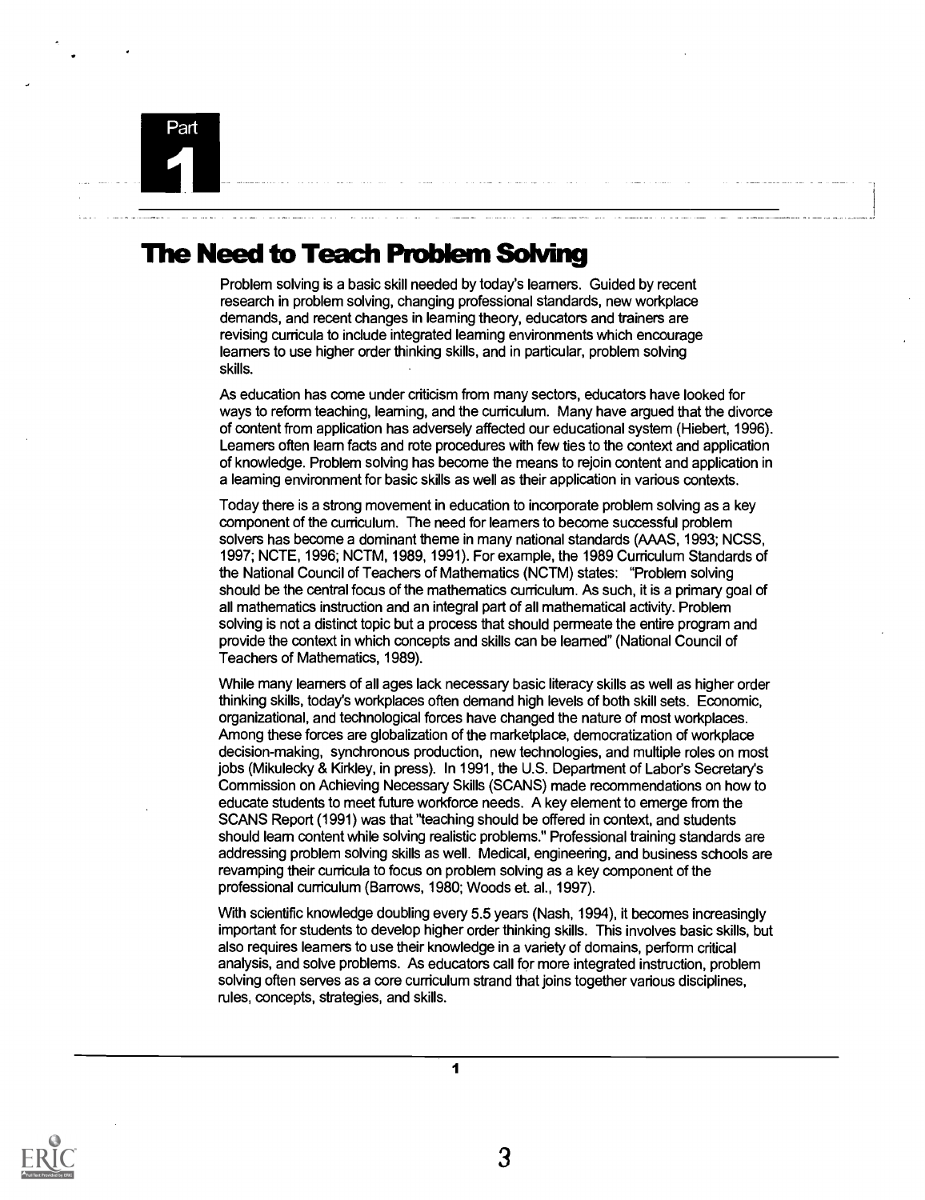Part

1

# The Need to Teach Problem Solving

Problem solving is a basic skill needed by today's learners. Guided by recent research in problem solving, changing professional standards, new workplace demands, and recent changes in learning theory, educators and trainers are revising curricula to include integrated learning environments which encourage learners to use higher order thinking skills, and in particular, problem solving skills.

As education has come under criticism from many sectors, educators have looked for ways to reform teaching, learning, and the curriculum. Many have argued that the divorce of content from application has adversely affected our educational system (Hiebert, 1996). Learners often learn facts and rote procedures with few ties to the context and application of knowledge. Problem solving has become the means to rejoin content and application in a learning environment for basic skills as well as their application in various contexts.

Today there is a strong movement in education to incorporate problem solving as a key component of the curriculum. The need for learners to become successful problem solvers has become a dominant theme in many national standards (AAAS, 1993; NCSS, 1997; NCTE, 1996; NCTM, 1989, 1991). For example, the 1989 Curriculum Standards of the National Council of Teachers of Mathematics (NCTM) states: "Problem solving should be the central focus of the mathematics curriculum. As such, it is a primary goal of all mathematics instruction and an integral part of all mathematical activity. Problem solving is not a distinct topic but a process that should permeate the entire program and provide the context in which concepts and skills can be learned" (National Council of Teachers of Mathematics, 1989).

While many learners of all ages lack necessary basic literacy skills as well as higher order thinking skills, today's workplaces often demand high levels of both skill sets. Economic, organizational, and technological forces have changed the nature of most workplaces. Among these forces are globalization of the marketplace, democratization of workplace decision-making, synchronous production, new technologies, and multiple roles on most jobs (Mikulecky & Kirkley, in press). In 1991, the U.S. Department of Labor's Secretary's Commission on Achieving Necessary Skills (SCANS) made recommendations on how to educate students to meet future workforce needs. A key element to emerge from the SCANS Report (1991) was that "teaching should be offered in context, and students should learn content while solving realistic problems." Professional training standards are addressing problem solving skills as well. Medical, engineering, and business schools are revamping their curricula to focus on problem solving as a key component of the professional curriculum (Barrows, 1980; Woods et. al., 1997).

With scientific knowledge doubling every 5.5 years (Nash, 1994), it becomes increasingly important for students to develop higher order thinking skills. This involves basic skills, but also requires learners to use their knowledge in a variety of domains, perform critical analysis, and solve problems. As educators call for more integrated instruction, problem solving often serves as a core curriculum strand that joins together various disciplines, rules, concepts, strategies, and skills.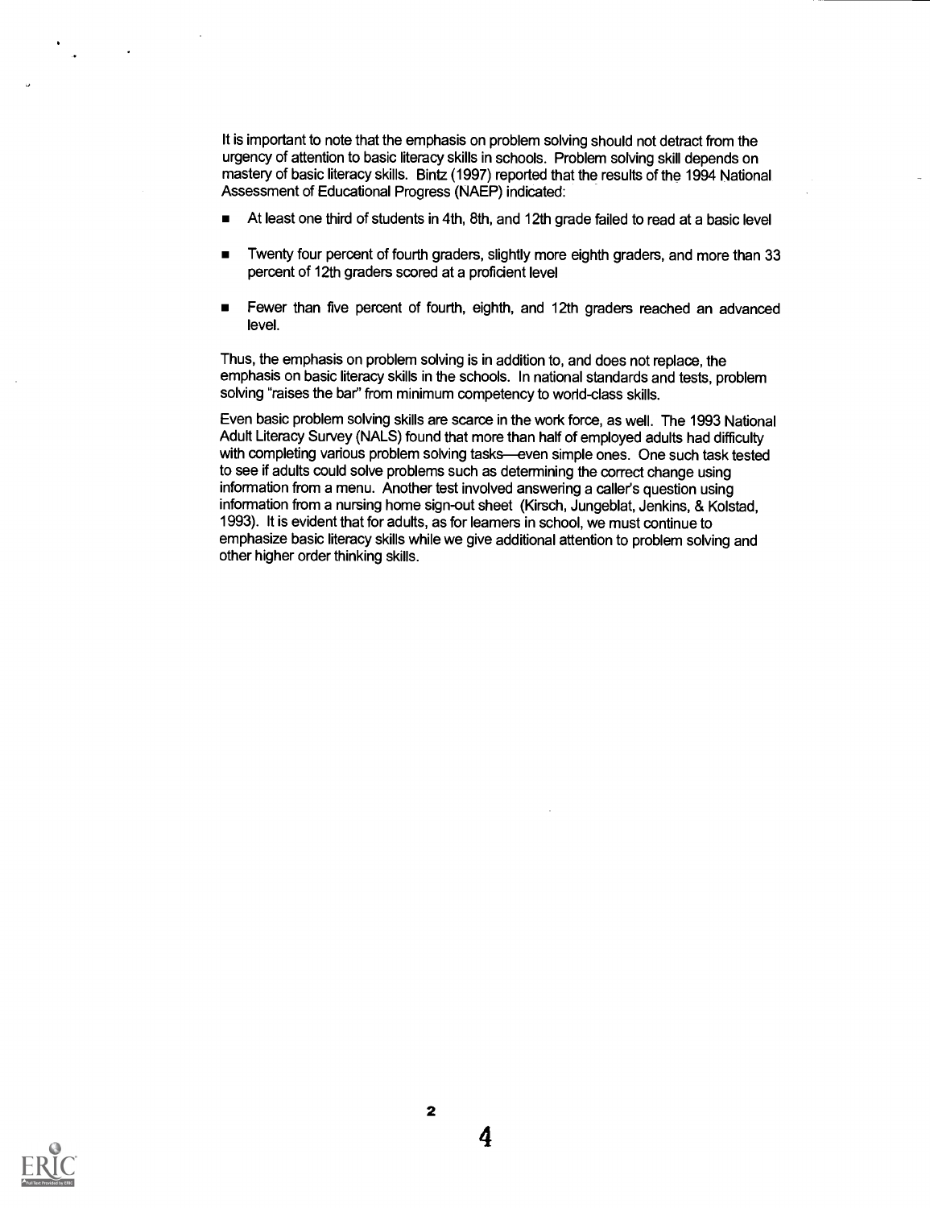It is important to note that the emphasis on problem solving should not detract from the urgency of attention to basic literacy skills in schools. Problem solving skill depends on mastery of basic literacy skills. Bintz (1997) reported that the results of the 1994 National Assessment of Educational Progress (NAEP) indicated:

- At least one third of students in 4th, 8th, and 12th grade failed to read at a basic level
- Twenty four percent of fourth graders, slightly more eighth graders, and more than 33 percent of 12th graders scored at a proficient level
- Fewer than five percent of fourth, eighth, and 12th graders reached an advanced level.

Thus, the emphasis on problem solving is in addition to, and does not replace, the emphasis on basic literacy skills in the schools. In national standards and tests, problem solving "raises the bar" from minimum competency to world-class skills.

Even basic problem solving skills are scarce in the work force, as well. The 1993 National Adult Literacy Survey (NALS) found that more than half of employed adults had difficulty with completing various problem solving tasks—even simple ones. One such task tested to see if adults could solve problems such as determining the correct change using information from a menu. Another test involved answering a caller's question using information from a nursing home sign-out sheet (Kirsch, Jungeblat, Jenkins, & Kolstad, 1993). It is evident that for adults, as for learners in school, we must continue to emphasize basic literacy skills while we give additional attention to problem solving and other higher order thinking skills.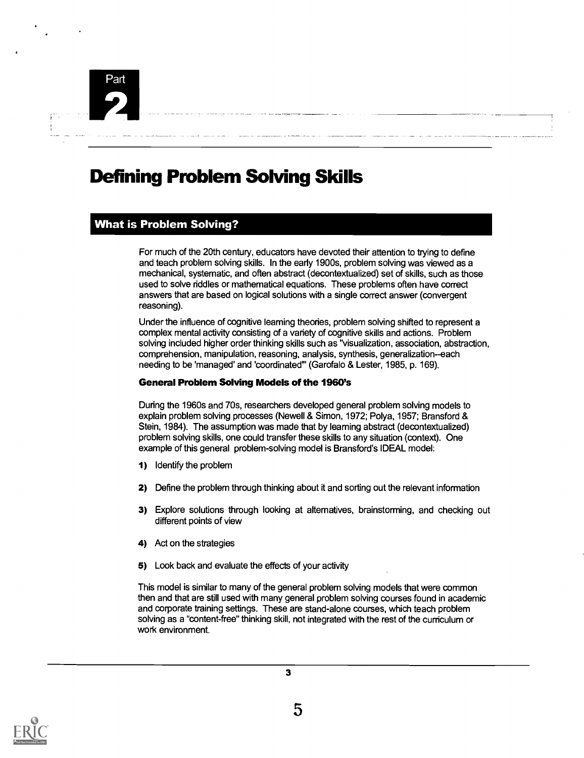Part 2

# Defining Problem Solving Skills

## What is Problem Solving?

For much of the 20th century, educators have devoted their attention to trying to define and teach problem solving skills. In the early 1900s, problem solving was viewed as a mechanical, systematic, and often abstract (decontextualized) set of skills, such as those used to solve riddles or mathematical equations. These problems often have correct answers that are based on logical solutions with a single correct answer (convergent reasoning).

Under the influence of cognitive learning theories, problem solving shifted to represent a complex mental activity consisting of a variety of cognitive skills and actions. Problem solving included higher order thinking skills such as "visualization, association, abstraction, comprehension, manipulation, reasoning, analysis, synthesis, generalization--each needing to be 'managed' and 'coordinated'" (Garofalo & Lester, 1985, p. 169).

### General Problem Solving Models of the 1960's

During the 1960s and 70s, researchers developed general problem solving models to explain problem solving processes (Newell & Simon, 1972; Polya, 1957; Bransford & Stein, 1984). The assumption was made that by learning abstract (decontextualized) problem solving skills, one could transfer these skills to any situation (context). One example of this general problem-solving model is Bransford's IDEAL model:

1) Identify the problem

2) Define the problem through thinking about it and sorting out the relevant information

3) Explore solutions through looking at alternatives, brainstorming, and checking out different points of view

4) Act on the strategies

5) Look back and evaluate the effects of your activity

This model is similar to many of the general problem solving models that were common then and that are still used with many general problem solving courses found in academic and corporate training settings. These are stand-alone courses, which teach problem solving as a "content-free" thinking skill, not integrated with the rest of the curriculum or work environment.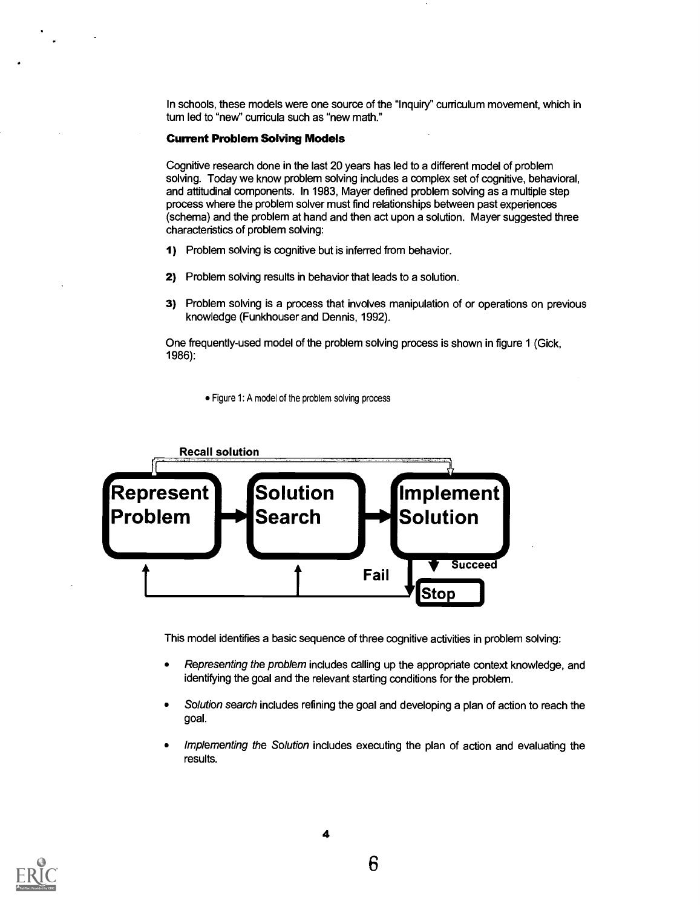In schools, these models were one source of the "Inquiry" curriculum movement, which in turn led to "new" curricula such as "new math."

**Current Problem Solving Models**

Cognitive research done in the last 20 years has led to a different model of problem solving. Today we know problem solving includes a complex set of cognitive, behavioral, and attitudinal components. In 1983, Mayer defined problem solving as a multiple step process where the problem solver must find relationships between past experiences (schema) and the problem at hand and then act upon a solution. Mayer suggested three characteristics of problem solving:

1) Problem solving is cognitive but is inferred from behavior.

2) Problem solving results in behavior that leads to a solution.

3) Problem solving is a process that involves manipulation of or operations on previous knowledge (Funkhouser and Dennis, 1992).

One frequently-used model of the problem solving process is shown in figure 1 (Gick, 1986):

- Figure 1: A model of the problem solving process

Recall solution

Represent Problem → Solution Search → Implement Solution

Succeed → Stop

Fail

This model identifies a basic sequence of three cognitive activities in problem solving:

- *Representing the problem* includes calling up the appropriate context knowledge, and identifying the goal and the relevant starting conditions for the problem.

- *Solution search* includes refining the goal and developing a plan of action to reach the goal.

- *Implementing the Solution* includes executing the plan of action and evaluating the results.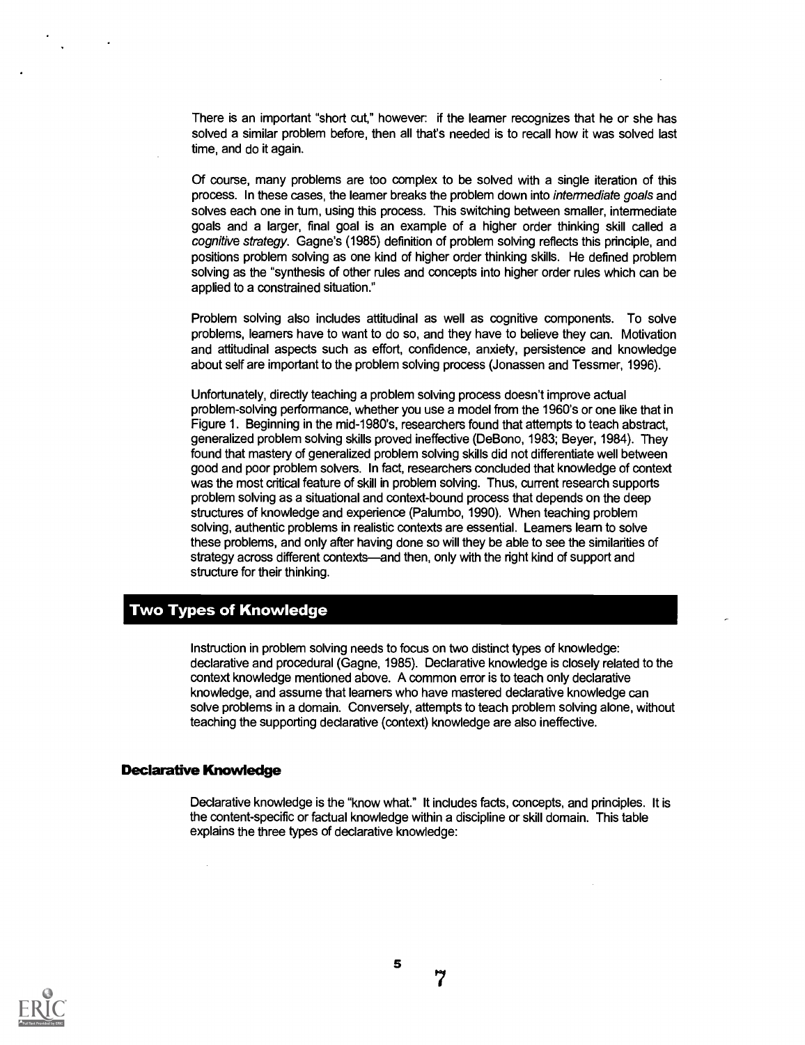There is an important "short cut," however: if the learner recognizes that he or she has solved a similar problem before, then all that's needed is to recall how it was solved last time, and do it again.

Of course, many problems are too complex to be solved with a single iteration of this process. In these cases, the learner breaks the problem down into *intermediate goals* and solves each one in turn, using this process. This switching between smaller, intermediate goals and a larger, final goal is an example of a higher order thinking skill called a *cognitive strategy*. Gagne's (1985) definition of problem solving reflects this principle, and positions problem solving as one kind of higher order thinking skills. He defined problem solving as the "synthesis of other rules and concepts into higher order rules which can be applied to a constrained situation."

Problem solving also includes attitudinal as well as cognitive components. To solve problems, learners have to want to do so, and they have to believe they can. Motivation and attitudinal aspects such as effort, confidence, anxiety, persistence and knowledge about self are important to the problem solving process (Jonassen and Tessmer, 1996).

Unfortunately, directly teaching a problem solving process doesn't improve actual problem-solving performance, whether you use a model from the 1960's or one like that in Figure 1. Beginning in the mid-1980's, researchers found that attempts to teach abstract, generalized problem solving skills proved ineffective (DeBono, 1983; Beyer, 1984). They found that mastery of generalized problem solving skills did not differentiate well between good and poor problem solvers. In fact, researchers concluded that knowledge of context was the most critical feature of skill in problem solving. Thus, current research supports problem solving as a situational and context-bound process that depends on the deep structures of knowledge and experience (Palumbo, 1990). When teaching problem solving, authentic problems in realistic contexts are essential. Learners learn to solve these problems, and only after having done so will they be able to see the similarities of strategy across different contexts—and then, only with the right kind of support and structure for their thinking.

## Two Types of Knowledge

Instruction in problem solving needs to focus on two distinct types of knowledge: declarative and procedural (Gagne, 1985). Declarative knowledge is closely related to the context knowledge mentioned above. A common error is to teach only declarative knowledge, and assume that learners who have mastered declarative knowledge can solve problems in a domain. Conversely, attempts to teach problem solving alone, without teaching the supporting declarative (context) knowledge are also ineffective.

### Declarative Knowledge

Declarative knowledge is the "know what." It includes facts, concepts, and principles. It is the content-specific or factual knowledge within a discipline or skill domain. This table explains the three types of declarative knowledge: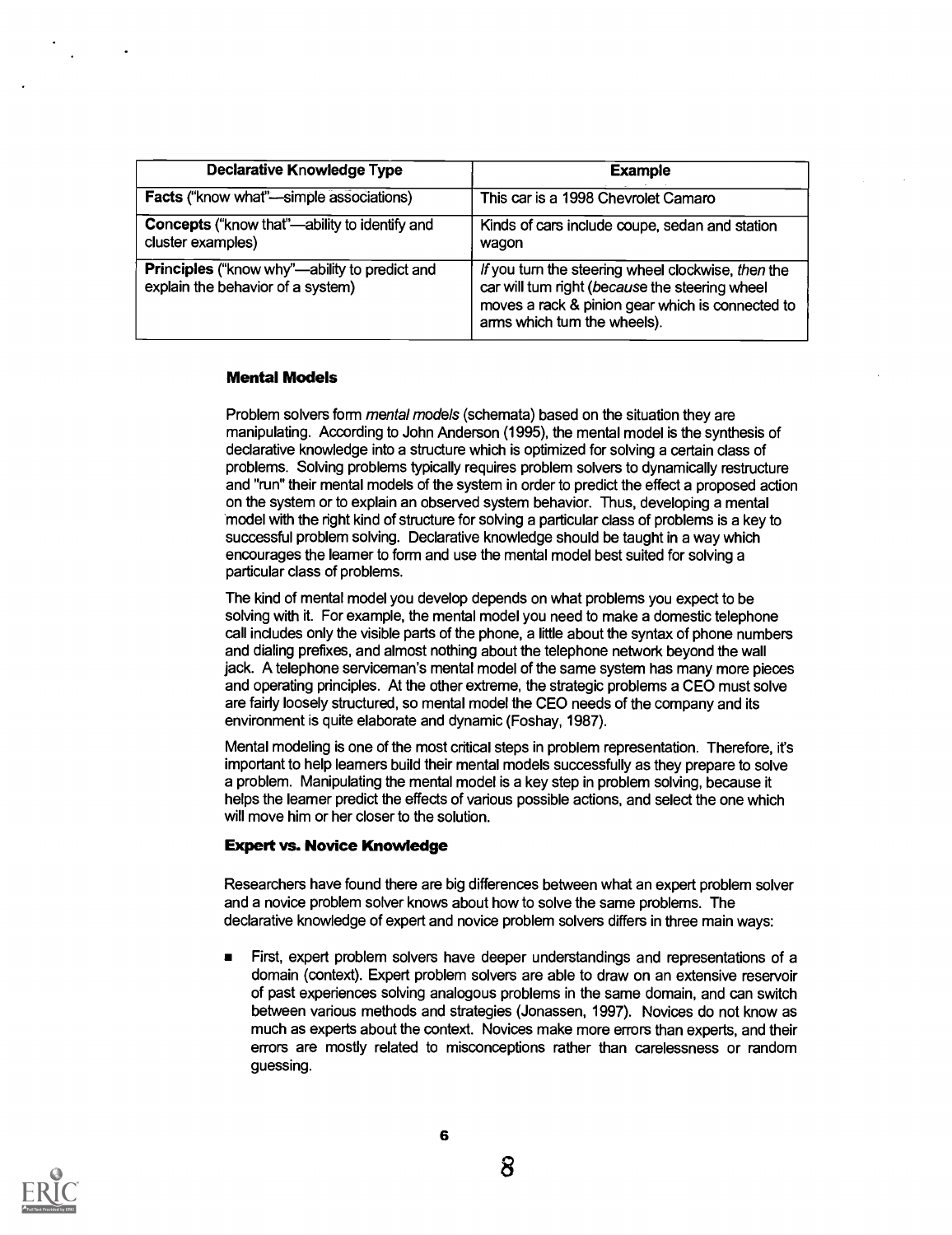| Declarative Knowledge Type | Example |
|---|---|
| **Facts** ("know what"—simple associations) | This car is a 1998 Chevrolet Camaro |
| **Concepts** ("know that"—ability to identify and cluster examples) | Kinds of cars include coupe, sedan and station wagon |
| **Principles** ("know why"—ability to predict and explain the behavior of a system) | *If* you turn the steering wheel clockwise, *then* the car will turn right (*because* the steering wheel moves a rack & pinion gear which is connected to arms which turn the wheels). |

### Mental Models

Problem solvers form *mental models* (schemata) based on the situation they are manipulating. According to John Anderson (1995), the mental model is the synthesis of declarative knowledge into a structure which is optimized for solving a certain class of problems. Solving problems typically requires problem solvers to dynamically restructure and "run" their mental models of the system in order to predict the effect a proposed action on the system or to explain an observed system behavior. Thus, developing a mental model with the right kind of structure for solving a particular class of problems is a key to successful problem solving. Declarative knowledge should be taught in a way which encourages the learner to form and use the mental model best suited for solving a particular class of problems.

The kind of mental model you develop depends on what problems you expect to be solving with it. For example, the mental model you need to make a domestic telephone call includes only the visible parts of the phone, a little about the syntax of phone numbers and dialing prefixes, and almost nothing about the telephone network beyond the wall jack. A telephone serviceman's mental model of the same system has many more pieces and operating principles. At the other extreme, the strategic problems a CEO must solve are fairly loosely structured, so mental model the CEO needs of the company and its environment is quite elaborate and dynamic (Foshay, 1987).

Mental modeling is one of the most critical steps in problem representation. Therefore, it's important to help learners build their mental models successfully as they prepare to solve a problem. Manipulating the mental model is a key step in problem solving, because it helps the learner predict the effects of various possible actions, and select the one which will move him or her closer to the solution.

### Expert vs. Novice Knowledge

Researchers have found there are big differences between what an expert problem solver and a novice problem solver knows about how to solve the same problems. The declarative knowledge of expert and novice problem solvers differs in three main ways:

- First, expert problem solvers have deeper understandings and representations of a domain (context). Expert problem solvers are able to draw on an extensive reservoir of past experiences solving analogous problems in the same domain, and can switch between various methods and strategies (Jonassen, 1997). Novices do not know as much as experts about the context. Novices make more errors than experts, and their errors are mostly related to misconceptions rather than carelessness or random guessing.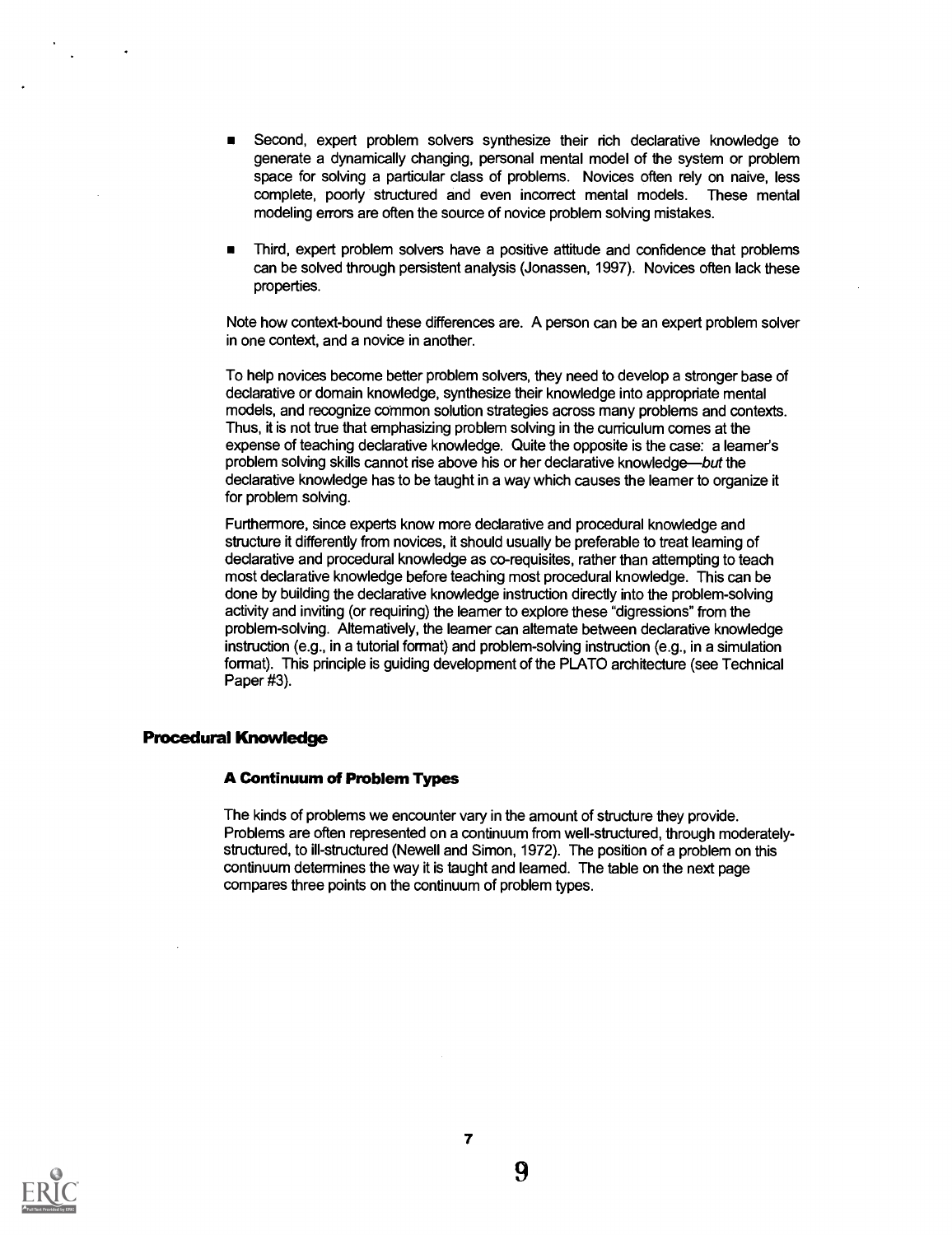- Second, expert problem solvers synthesize their rich declarative knowledge to generate a dynamically changing, personal mental model of the system or problem space for solving a particular class of problems. Novices often rely on naive, less complete, poorly structured and even incorrect mental models. These mental modeling errors are often the source of novice problem solving mistakes.

- Third, expert problem solvers have a positive attitude and confidence that problems can be solved through persistent analysis (Jonassen, 1997). Novices often lack these properties.

Note how context-bound these differences are. A person can be an expert problem solver in one context, and a novice in another.

To help novices become better problem solvers, they need to develop a stronger base of declarative or domain knowledge, synthesize their knowledge into appropriate mental models, and recognize common solution strategies across many problems and contexts. Thus, it is not true that emphasizing problem solving in the curriculum comes at the expense of teaching declarative knowledge. Quite the opposite is the case: a learner's problem solving skills cannot rise above his or her declarative knowledge—*but* the declarative knowledge has to be taught in a way which causes the learner to organize it for problem solving.

Furthermore, since experts know more declarative and procedural knowledge and structure it differently from novices, it should usually be preferable to treat learning of declarative and procedural knowledge as co-requisites, rather than attempting to teach most declarative knowledge before teaching most procedural knowledge. This can be done by building the declarative knowledge instruction directly into the problem-solving activity and inviting (or requiring) the learner to explore these "digressions" from the problem-solving. Alternatively, the learner can alternate between declarative knowledge instruction (e.g., in a tutorial format) and problem-solving instruction (e.g., in a simulation format). This principle is guiding development of the PLATO architecture (see Technical Paper #3).

## Procedural Knowledge

### A Continuum of Problem Types

The kinds of problems we encounter vary in the amount of structure they provide. Problems are often represented on a continuum from well-structured, through moderately-structured, to ill-structured (Newell and Simon, 1972). The position of a problem on this continuum determines the way it is taught and learned. The table on the next page compares three points on the continuum of problem types.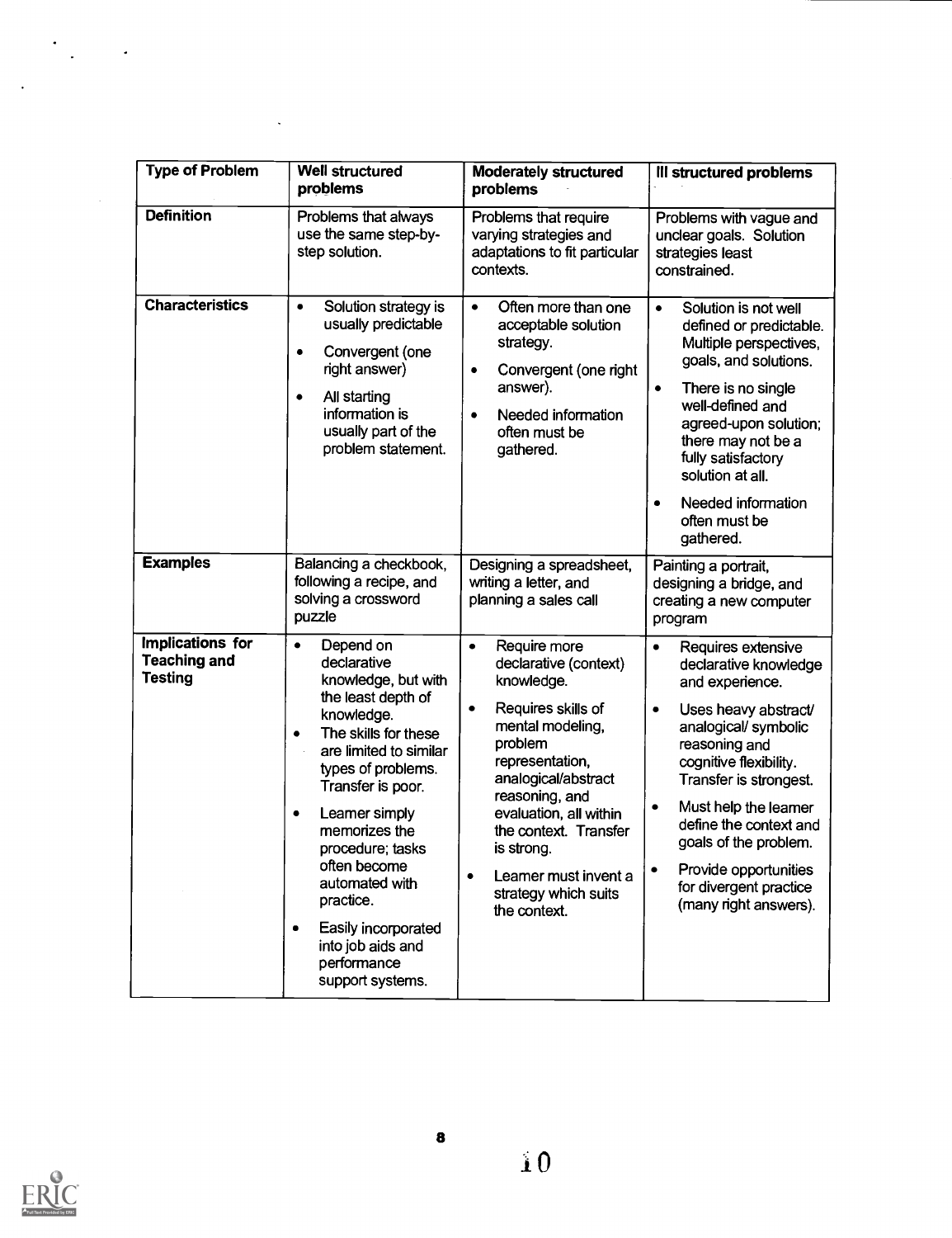| Type of Problem | Well structured problems | Moderately structured problems | Ill structured problems |
|---|---|---|---|
| **Definition** | Problems that always use the same step-by-step solution. | Problems that require varying strategies and adaptations to fit particular contexts. | Problems with vague and unclear goals. Solution strategies least constrained. |
| **Characteristics** | • Solution strategy is usually predictable<br>• Convergent (one right answer)<br>• All starting information is usually part of the problem statement. | • Often more than one acceptable solution strategy.<br>• Convergent (one right answer).<br>• Needed information often must be gathered. | • Solution is not well defined or predictable. Multiple perspectives, goals, and solutions.<br>• There is no single well-defined and agreed-upon solution; there may not be a fully satisfactory solution at all.<br>• Needed information often must be gathered. |
| **Examples** | Balancing a checkbook, following a recipe, and solving a crossword puzzle | Designing a spreadsheet, writing a letter, and planning a sales call | Painting a portrait, designing a bridge, and creating a new computer program |
| **Implications for Teaching and Testing** | • Depend on declarative knowledge, but with the least depth of knowledge.<br>• The skills for these are limited to similar types of problems. Transfer is poor.<br>• Learner simply memorizes the procedure; tasks often become automated with practice.<br>• Easily incorporated into job aids and performance support systems. | • Require more declarative (context) knowledge.<br>• Requires skills of mental modeling, problem representation, analogical/abstract reasoning, and evaluation, all within the context. Transfer is strong.<br>• Learner must invent a strategy which suits the context. | • Requires extensive declarative knowledge and experience.<br>• Uses heavy abstract/ analogical/ symbolic reasoning and cognitive flexibility. Transfer is strongest.<br>• Must help the learner define the context and goals of the problem.<br>• Provide opportunities for divergent practice (many right answers). |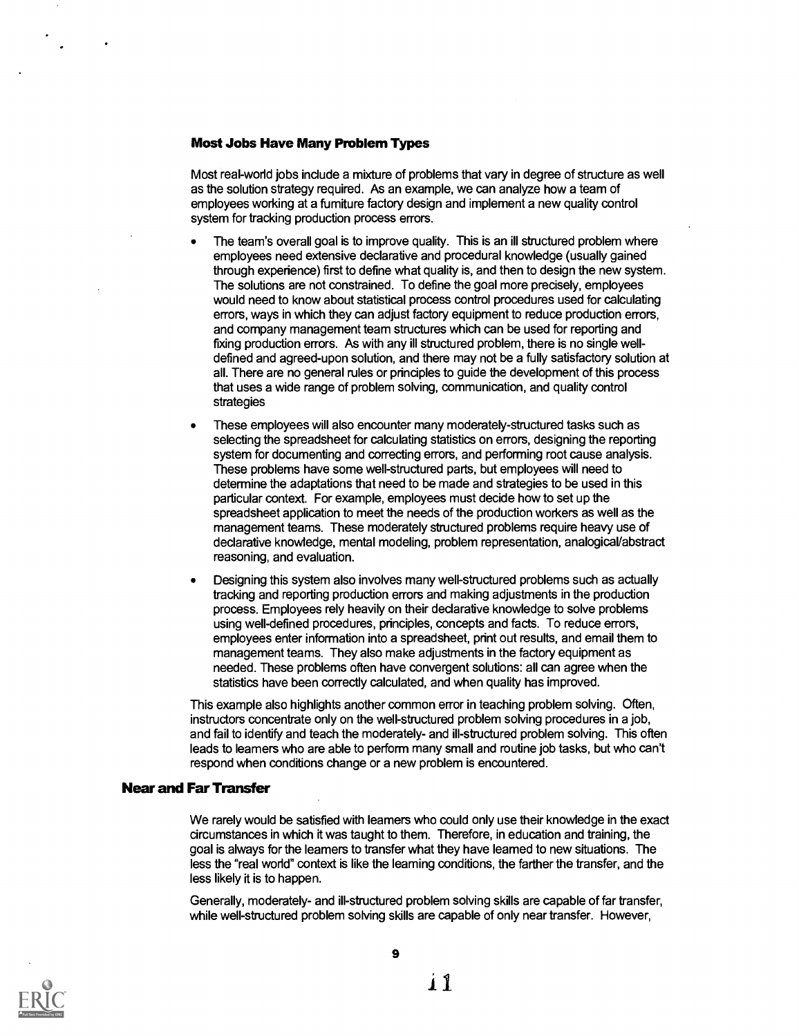### Most Jobs Have Many Problem Types

Most real-world jobs include a mixture of problems that vary in degree of structure as well as the solution strategy required. As an example, we can analyze how a team of employees working at a furniture factory design and implement a new quality control system for tracking production process errors.

- The team's overall goal is to improve quality. This is an ill structured problem where employees need extensive declarative and procedural knowledge (usually gained through experience) first to define what quality is, and then to design the new system. The solutions are not constrained. To define the goal more precisely, employees would need to know about statistical process control procedures used for calculating errors, ways in which they can adjust factory equipment to reduce production errors, and company management team structures which can be used for reporting and fixing production errors. As with any ill structured problem, there is no single well-defined and agreed-upon solution, and there may not be a fully satisfactory solution at all. There are no general rules or principles to guide the development of this process that uses a wide range of problem solving, communication, and quality control strategies
- These employees will also encounter many moderately-structured tasks such as selecting the spreadsheet for calculating statistics on errors, designing the reporting system for documenting and correcting errors, and performing root cause analysis. These problems have some well-structured parts, but employees will need to determine the adaptations that need to be made and strategies to be used in this particular context. For example, employees must decide how to set up the spreadsheet application to meet the needs of the production workers as well as the management teams. These moderately structured problems require heavy use of declarative knowledge, mental modeling, problem representation, analogical/abstract reasoning, and evaluation.
- Designing this system also involves many well-structured problems such as actually tracking and reporting production errors and making adjustments in the production process. Employees rely heavily on their declarative knowledge to solve problems using well-defined procedures, principles, concepts and facts. To reduce errors, employees enter information into a spreadsheet, print out results, and email them to management teams. They also make adjustments in the factory equipment as needed. These problems often have convergent solutions: all can agree when the statistics have been correctly calculated, and when quality has improved.

This example also highlights another common error in teaching problem solving. Often, instructors concentrate only on the well-structured problem solving procedures in a job, and fail to identify and teach the moderately- and ill-structured problem solving. This often leads to learners who are able to perform many small and routine job tasks, but who can't respond when conditions change or a new problem is encountered.

## Near and Far Transfer

We rarely would be satisfied with learners who could only use their knowledge in the exact circumstances in which it was taught to them. Therefore, in education and training, the goal is always for the learners to transfer what they have learned to new situations. The less the "real world" context is like the learning conditions, the farther the transfer, and the less likely it is to happen.

Generally, moderately- and ill-structured problem solving skills are capable of far transfer, while well-structured problem solving skills are capable of only near transfer. However,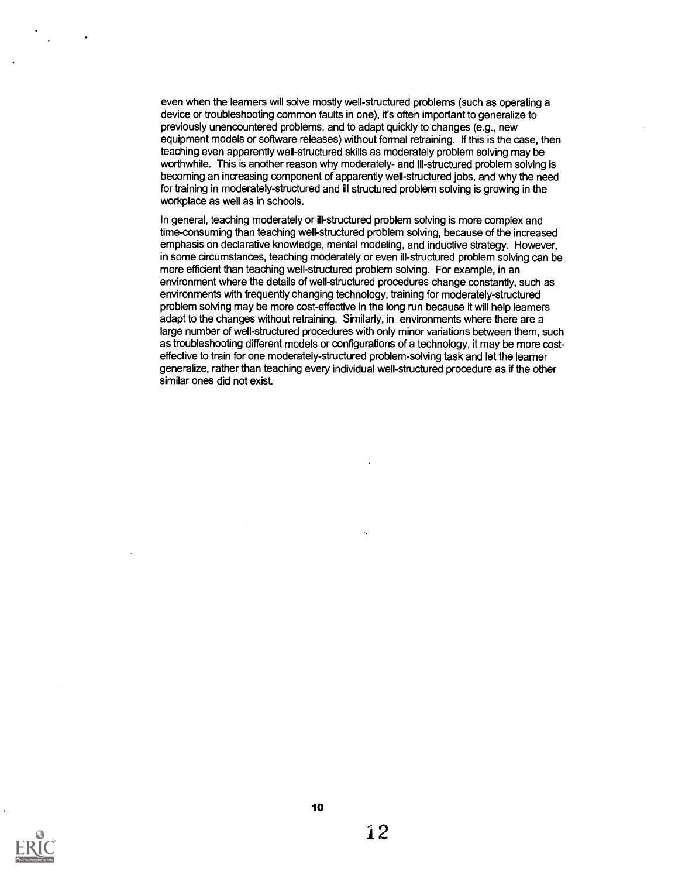even when the learners will solve mostly well-structured problems (such as operating a device or troubleshooting common faults in one), it's often important to generalize to previously unencountered problems, and to adapt quickly to changes (e.g., new equipment models or software releases) without formal retraining. If this is the case, then teaching even apparently well-structured skills as moderately problem solving may be worthwhile. This is another reason why moderately- and ill-structured problem solving is becoming an increasing component of apparently well-structured jobs, and why the need for training in moderately-structured and ill structured problem solving is growing in the workplace as well as in schools.

In general, teaching moderately or ill-structured problem solving is more complex and time-consuming than teaching well-structured problem solving, because of the increased emphasis on declarative knowledge, mental modeling, and inductive strategy. However, in some circumstances, teaching moderately or even ill-structured problem solving can be more efficient than teaching well-structured problem solving. For example, in an environment where the details of well-structured procedures change constantly, such as environments with frequently changing technology, training for moderately-structured problem solving may be more cost-effective in the long run because it will help learners adapt to the changes without retraining. Similarly, in environments where there are a large number of well-structured procedures with only minor variations between them, such as troubleshooting different models or configurations of a technology, it may be more cost-effective to train for one moderately-structured problem-solving task and let the learner generalize, rather than teaching every individual well-structured procedure as if the other similar ones did not exist.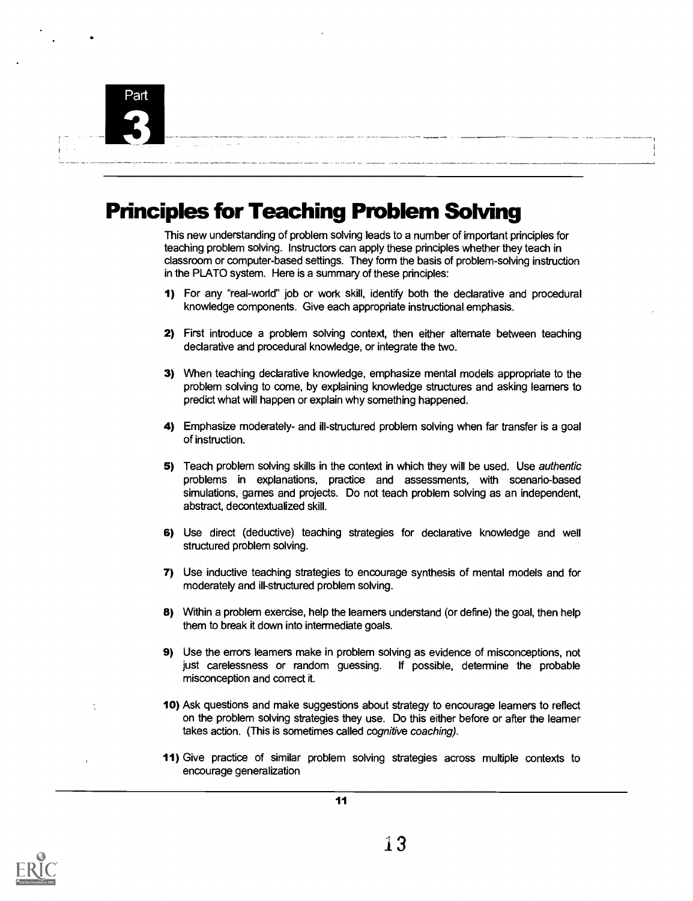Part 3

# Principles for Teaching Problem Solving

This new understanding of problem solving leads to a number of important principles for teaching problem solving. Instructors can apply these principles whether they teach in classroom or computer-based settings. They form the basis of problem-solving instruction in the PLATO system. Here is a summary of these principles:

1) For any "real-world" job or work skill, identify both the declarative and procedural knowledge components. Give each appropriate instructional emphasis.

2) First introduce a problem solving context, then either alternate between teaching declarative and procedural knowledge, or integrate the two.

3) When teaching declarative knowledge, emphasize mental models appropriate to the problem solving to come, by explaining knowledge structures and asking learners to predict what will happen or explain why something happened.

4) Emphasize moderately- and ill-structured problem solving when far transfer is a goal of instruction.

5) Teach problem solving skills in the context in which they will be used. Use *authentic* problems in explanations, practice and assessments, with scenario-based simulations, games and projects. Do not teach problem solving as an independent, abstract, decontextualized skill.

6) Use direct (deductive) teaching strategies for declarative knowledge and well structured problem solving.

7) Use inductive teaching strategies to encourage synthesis of mental models and for moderately and ill-structured problem solving.

8) Within a problem exercise, help the learners understand (or define) the goal, then help them to break it down into intermediate goals.

9) Use the errors learners make in problem solving as evidence of misconceptions, not just carelessness or random guessing. If possible, determine the probable misconception and correct it.

10) Ask questions and make suggestions about strategy to encourage learners to reflect on the problem solving strategies they use. Do this either before or after the learner takes action. (This is sometimes called *cognitive coaching).*

11) Give practice of similar problem solving strategies across multiple contexts to encourage generalization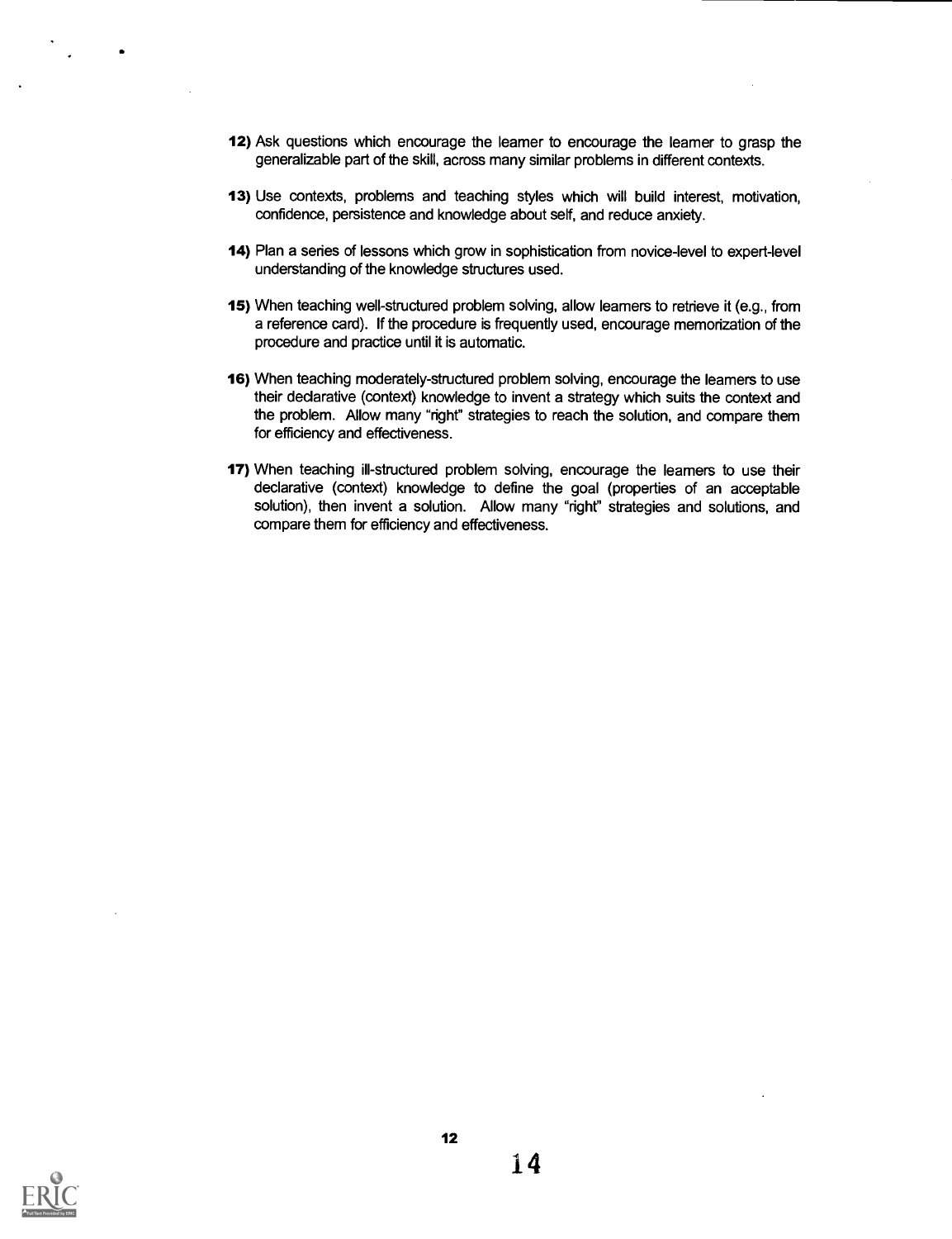**12)** Ask questions which encourage the learner to encourage the learner to grasp the generalizable part of the skill, across many similar problems in different contexts.

**13)** Use contexts, problems and teaching styles which will build interest, motivation, confidence, persistence and knowledge about self, and reduce anxiety.

**14)** Plan a series of lessons which grow in sophistication from novice-level to expert-level understanding of the knowledge structures used.

**15)** When teaching well-structured problem solving, allow learners to retrieve it (e.g., from a reference card). If the procedure is frequently used, encourage memorization of the procedure and practice until it is automatic.

**16)** When teaching moderately-structured problem solving, encourage the learners to use their declarative (context) knowledge to invent a strategy which suits the context and the problem. Allow many "right" strategies to reach the solution, and compare them for efficiency and effectiveness.

**17)** When teaching ill-structured problem solving, encourage the learners to use their declarative (context) knowledge to define the goal (properties of an acceptable solution), then invent a solution. Allow many "right" strategies and solutions, and compare them for efficiency and effectiveness.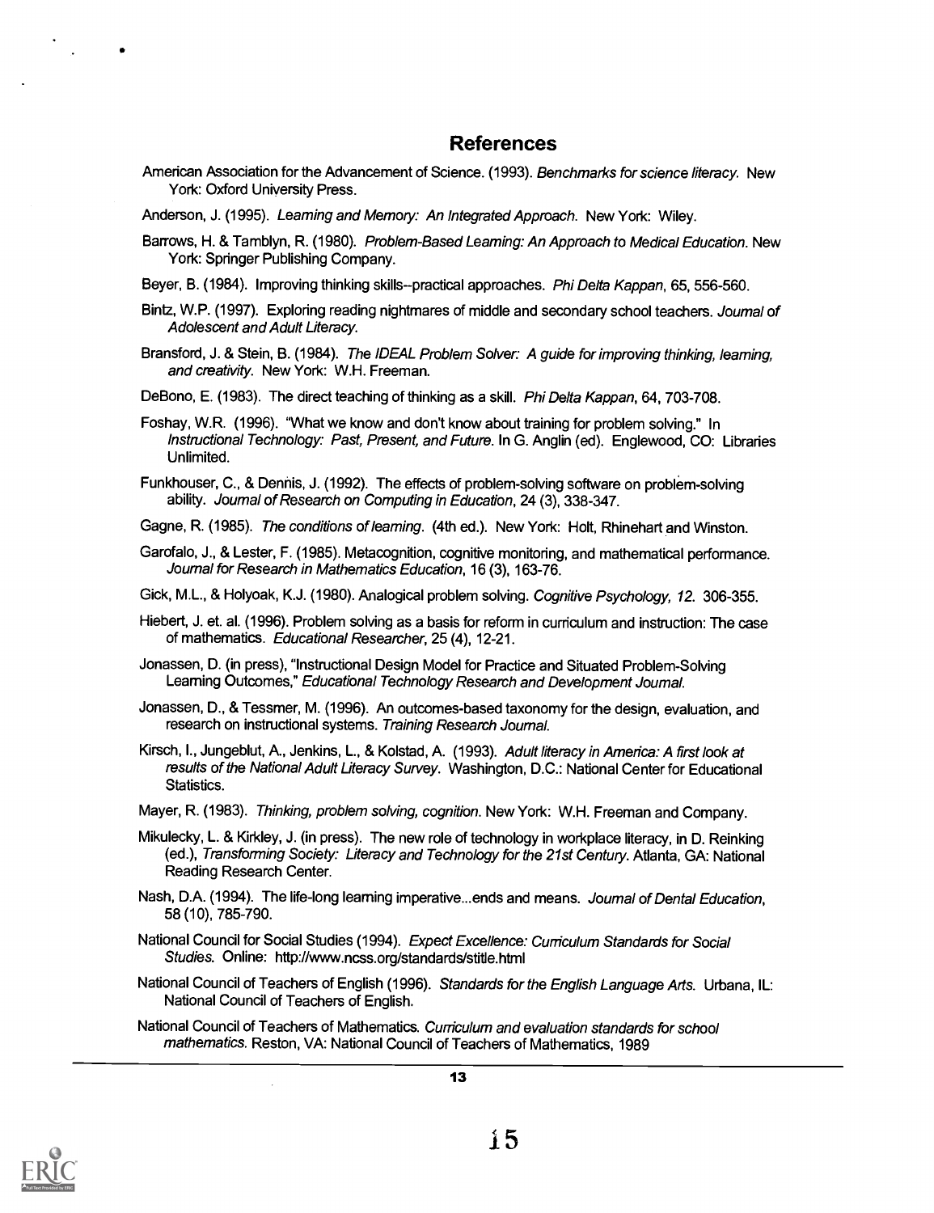## References

American Association for the Advancement of Science. (1993). *Benchmarks for science literacy.* New York: Oxford University Press.

Anderson, J. (1995). *Learning and Memory: An Integrated Approach.* New York: Wiley.

Barrows, H. & Tamblyn, R. (1980). *Problem-Based Learning: An Approach to Medical Education.* New York: Springer Publishing Company.

Beyer, B. (1984). Improving thinking skills--practical approaches. *Phi Delta Kappan*, 65, 556-560.

Bintz, W.P. (1997). Exploring reading nightmares of middle and secondary school teachers. *Journal of Adolescent and Adult Literacy.*

Bransford, J. & Stein, B. (1984). *The IDEAL Problem Solver: A guide for improving thinking, learning, and creativity.* New York: W.H. Freeman.

DeBono, E. (1983). The direct teaching of thinking as a skill. *Phi Delta Kappan*, 64, 703-708.

Foshay, W.R. (1996). "What we know and don't know about training for problem solving." In *Instructional Technology: Past, Present, and Future.* In G. Anglin (ed). Englewood, CO: Libraries Unlimited.

Funkhouser, C., & Dennis, J. (1992). The effects of problem-solving software on problem-solving ability. *Journal of Research on Computing in Education*, 24 (3), 338-347.

Gagne, R. (1985). *The conditions of learning.* (4th ed.). New York: Holt, Rhinehart and Winston.

Garofalo, J., & Lester, F. (1985). Metacognition, cognitive monitoring, and mathematical performance. *Journal for Research in Mathematics Education*, 16 (3), 163-76.

Gick, M.L., & Holyoak, K.J. (1980). Analogical problem solving. *Cognitive Psychology, 12.* 306-355.

Hiebert, J. et. al. (1996). Problem solving as a basis for reform in curriculum and instruction: The case of mathematics. *Educational Researcher*, 25 (4), 12-21.

Jonassen, D. (in press), "Instructional Design Model for Practice and Situated Problem-Solving Learning Outcomes," *Educational Technology Research and Development Journal.*

Jonassen, D., & Tessmer, M. (1996). An outcomes-based taxonomy for the design, evaluation, and research on instructional systems. *Training Research Journal.*

Kirsch, I., Jungeblut, A., Jenkins, L., & Kolstad, A. (1993). *Adult literacy in America: A first look at results of the National Adult Literacy Survey.* Washington, D.C.: National Center for Educational Statistics.

Mayer, R. (1983). *Thinking, problem solving, cognition.* New York: W.H. Freeman and Company.

Mikulecky, L. & Kirkley, J. (in press). The new role of technology in workplace literacy, in D. Reinking (ed.), *Transforming Society: Literacy and Technology for the 21st Century.* Atlanta, GA: National Reading Research Center.

Nash, D.A. (1994). The life-long learning imperative...ends and means. *Journal of Dental Education*, 58 (10), 785-790.

National Council for Social Studies (1994). *Expect Excellence: Curriculum Standards for Social Studies.* Online: http://www.ncss.org/standards/stitle.html

National Council of Teachers of English (1996). *Standards for the English Language Arts.* Urbana, IL: National Council of Teachers of English.

National Council of Teachers of Mathematics. *Curriculum and evaluation standards for school mathematics.* Reston, VA: National Council of Teachers of Mathematics, 1989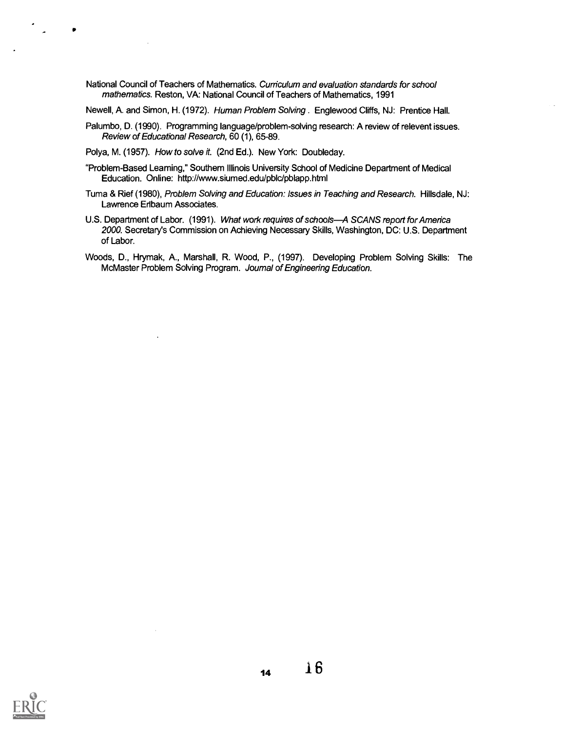National Council of Teachers of Mathematics. *Curriculum and evaluation standards for school mathematics.* Reston, VA: National Council of Teachers of Mathematics, 1991

Newell, A. and Simon, H. (1972). *Human Problem Solving* . Englewood Cliffs, NJ: Prentice Hall.

Palumbo, D. (1990). Programming language/problem-solving research: A review of relevent issues. *Review of Educational Research*, 60 (1), 65-89.

Polya, M. (1957). *How to solve it.* (2nd Ed.). New York: Doubleday.

"Problem-Based Learning," Southern Illinois University School of Medicine Department of Medical Education. Online: http://www.siumed.edu/pblc/pblapp.html

Tuma & Rief (1980), *Problem Solving and Education: Issues in Teaching and Research.* Hillsdale, NJ: Lawrence Erlbaum Associates.

U.S. Department of Labor. (1991). *What work requires of schools—A SCANS report for America 2000.* Secretary's Commission on Achieving Necessary Skills, Washington, DC: U.S. Department of Labor.

Woods, D., Hrymak, A., Marshall, R. Wood, P., (1997). Developing Problem Solving Skills: The McMaster Problem Solving Program. *Journal of Engineering Education.*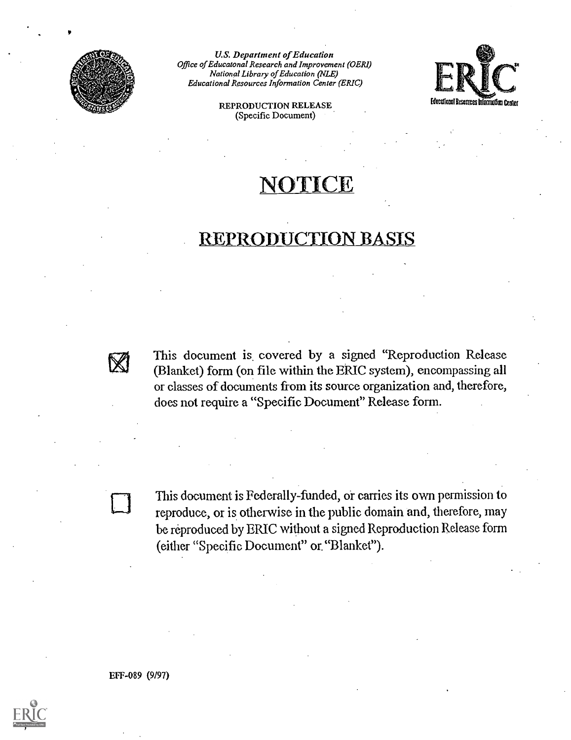*U.S. Department of Education*
*Office of Educatonal Research and Improvement (OERI)*
*National Library of Education (NLE)*
*Educational Resources Information Center (ERIC)*

REPRODUCTION RELEASE
(Specific Document)

# NOTICE

## REPRODUCTION BASIS

☒ This document is covered by a signed "Reproduction Release (Blanket) form (on file within the ERIC system), encompassing all or classes of documents from its source organization and, therefore, does not require a "Specific Document" Release form.

☐ This document is Federally-funded, or carries its own permission to reproduce, or is otherwise in the public domain and, therefore, may be reproduced by ERIC without a signed Reproduction Release form (either "Specific Document" or "Blanket").

EFF-089 (9/97)